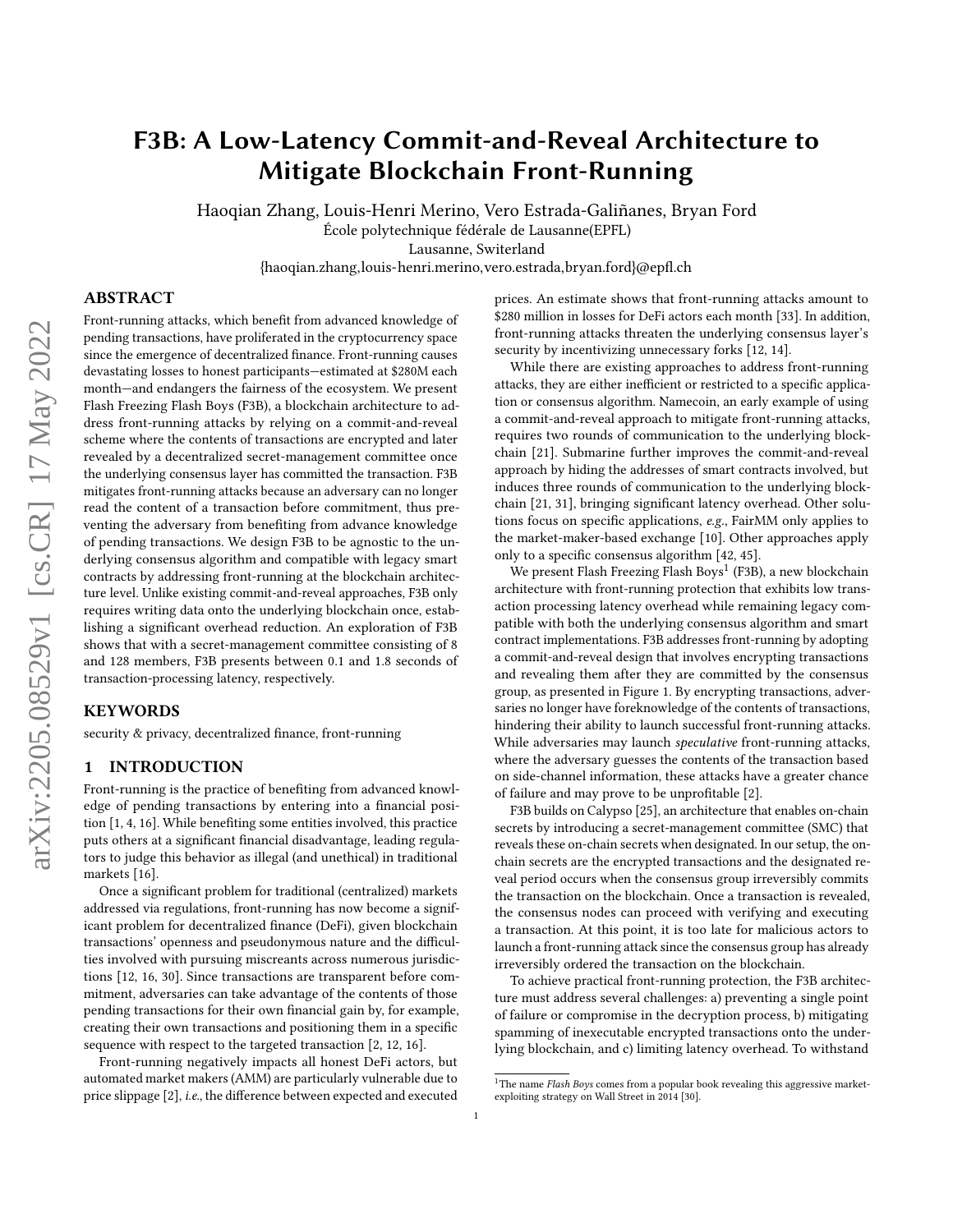# F3B: A Low-Latency Commit-and-Reveal Architecture to Mitigate Blockchain Front-Running

Haoqian Zhang, Louis-Henri Merino, Vero Estrada-Galiñanes, Bryan Ford

École polytechnique fédérale de Lausanne(EPFL)

Lausanne, Switerland

{haoqian.zhang,louis-henri.merino,vero.estrada,bryan.ford}@epfl.ch

## ABSTRACT

Front-running attacks, which benefit from advanced knowledge of pending transactions, have proliferated in the cryptocurrency space since the emergence of decentralized finance. Front-running causes devastating losses to honest participants—estimated at $280M each month—and endangers the fairness of the ecosystem. We present Flash Freezing Flash Boys (F3B), a blockchain architecture to address front-running attacks by relying on a commit-and-reveal scheme where the contents of transactions are encrypted and later revealed by a decentralized secret-management committee once the underlying consensus layer has committed the transaction. F3B mitigates front-running attacks because an adversary can no longer read the content of a transaction before commitment, thus preventing the adversary from benefiting from advance knowledge of pending transactions. We design F3B to be agnostic to the underlying consensus algorithm and compatible with legacy smart contracts by addressing front-running at the blockchain architecture level. Unlike existing commit-and-reveal approaches, F3B only requires writing data onto the underlying blockchain once, establishing a significant overhead reduction. An exploration of F3B shows that with a secret-management committee consisting of 8 and 128 members, F3B presents between 0.1 and 1.8 seconds of transaction-processing latency, respectively.

## KEYWORDS

security & privacy, decentralized finance, front-running

## 1 INTRODUCTION

Front-running is the practice of benefiting from advanced knowledge of pending transactions by entering into a financial position [1, 4, 16]. While benefiting some entities involved, this practice puts others at a significant financial disadvantage, leading regulators to judge this behavior as illegal (and unethical) in traditional markets [16].

Once a significant problem for traditional (centralized) markets addressed via regulations, front-running has now become a significant problem for decentralized finance (DeFi), given blockchain transactions' openness and pseudonymous nature and the difficulties involved with pursuing miscreants across numerous jurisdictions [12, 16, 30]. Since transactions are transparent before commitment, adversaries can take advantage of the contents of those pending transactions for their own financial gain by, for example, creating their own transactions and positioning them in a specific sequence with respect to the targeted transaction [2, 12, 16].

Front-running negatively impacts all honest DeFi actors, but automated market makers (AMM) are particularly vulnerable due to price slippage [2], *i.e.*, the difference between expected and executed prices. An estimate shows that front-running attacks amount to $280 million in losses for DeFi actors each month [33]. In addition, front-running attacks threaten the underlying consensus layer's security by incentivizing unnecessary forks [12, 14].

While there are existing approaches to address front-running attacks, they are either inefficient or restricted to a specific application or consensus algorithm. Namecoin, an early example of using a commit-and-reveal approach to mitigate front-running attacks, requires two rounds of communication to the underlying blockchain [21]. Submarine further improves the commit-and-reveal approach by hiding the addresses of smart contracts involved, but induces three rounds of communication to the underlying blockchain [21, 31], bringing significant latency overhead. Other solutions focus on specific applications, *e.g.*, FairMM only applies to the market-maker-based exchange [10]. Other approaches apply only to a specific consensus algorithm [42, 45].

We present Flash Freezing Flash Boys[1] (F3B), a new blockchain architecture with front-running protection that exhibits low transaction processing latency overhead while remaining legacy compatible with both the underlying consensus algorithm and smart contract implementations. F3B addresses front-running by adopting a commit-and-reveal design that involves encrypting transactions and revealing them after they are committed by the consensus group, as presented in Figure 1. By encrypting transactions, adversaries no longer have foreknowledge of the contents of transactions, hindering their ability to launch successful front-running attacks. While adversaries may launch *speculative* front-running attacks, where the adversary guesses the contents of the transaction based on side-channel information, these attacks have a greater chance of failure and may prove to be unprofitable [2].

F3B builds on Calypso [25], an architecture that enables on-chain secrets by introducing a secret-management committee (SMC) that reveals these on-chain secrets when designated. In our setup, the on-chain secrets are the encrypted transactions and the designated reveal period occurs when the consensus group irreversibly commits the transaction on the blockchain. Once a transaction is revealed, the consensus nodes can proceed with verifying and executing a transaction. At this point, it is too late for malicious actors to launch a front-running attack since the consensus group has already irreversibly ordered the transaction on the blockchain.

To achieve practical front-running protection, the F3B architecture must address several challenges: a) preventing a single point of failure or compromise in the decryption process, b) mitigating spamming of inexecutable encrypted transactions onto the underlying blockchain, and c) limiting latency overhead. To withstand

[1] The name *Flash Boys* comes from a popular book revealing this aggressive market-exploiting strategy on Wall Street in 2014 [30].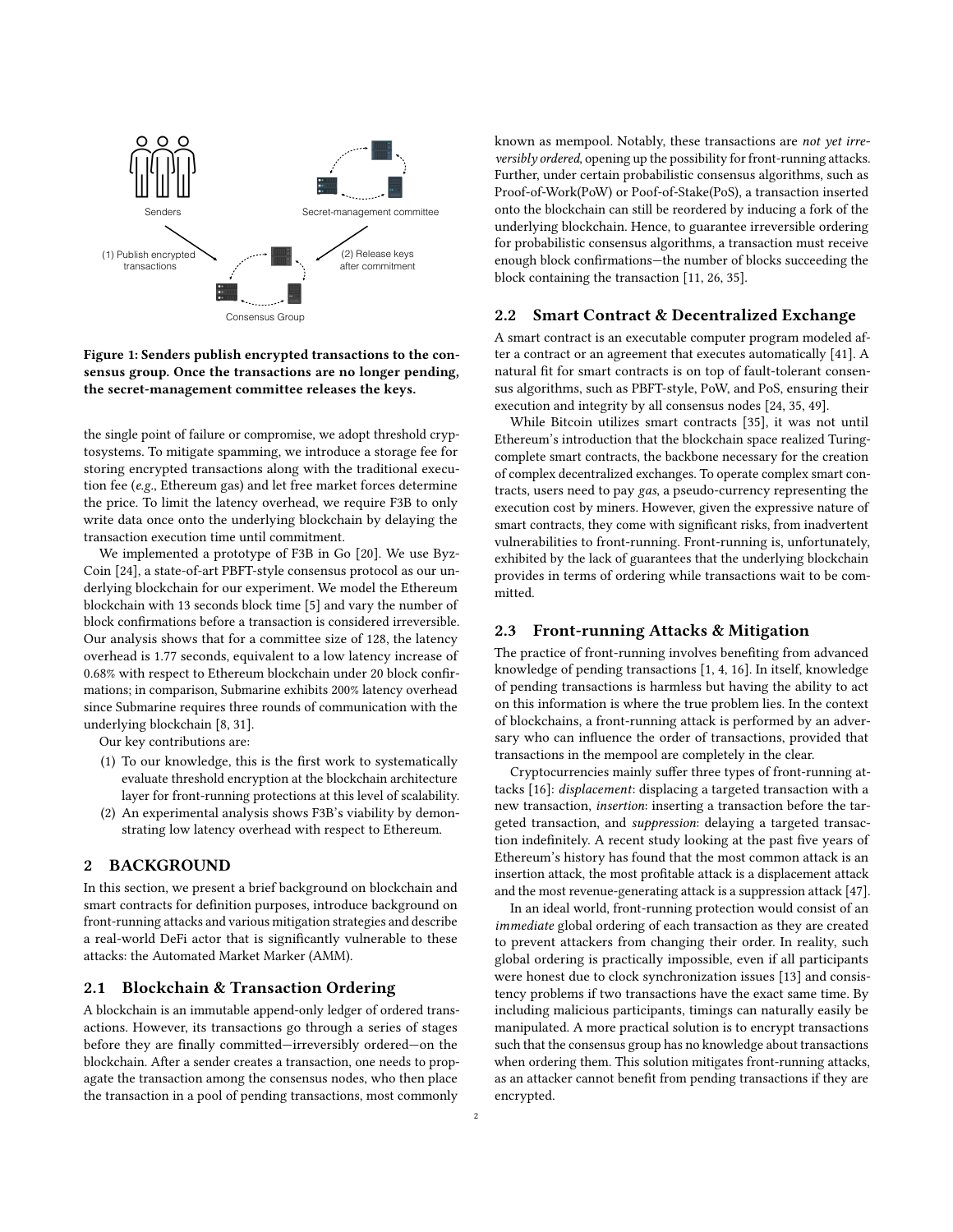Figure 1: Senders publish encrypted transactions to the consensus group. Once the transactions are no longer pending, the secret-management committee releases the keys.

the single point of failure or compromise, we adopt threshold cryptosystems. To mitigate spamming, we introduce a storage fee for storing encrypted transactions along with the traditional execution fee (*e.g.*, Ethereum gas) and let free market forces determine the price. To limit the latency overhead, we require F3B to only write data once onto the underlying blockchain by delaying the transaction execution time until commitment.

We implemented a prototype of F3B in Go [20]. We use ByzCoin [24], a state-of-art PBFT-style consensus protocol as our underlying blockchain for our experiment. We model the Ethereum blockchain with 13 seconds block time [5] and vary the number of block confirmations before a transaction is considered irreversible. Our analysis shows that for a committee size of 128, the latency overhead is 1.77 seconds, equivalent to a low latency increase of 0.68% with respect to Ethereum blockchain under 20 block confirmations; in comparison, Submarine exhibits 200% latency overhead since Submarine requires three rounds of communication with the underlying blockchain [8, 31].

Our key contributions are:

1. To our knowledge, this is the first work to systematically evaluate threshold encryption at the blockchain architecture layer for front-running protections at this level of scalability.
2. An experimental analysis shows F3B's viability by demonstrating low latency overhead with respect to Ethereum.

## 2 BACKGROUND

In this section, we present a brief background on blockchain and smart contracts for definition purposes, introduce background on front-running attacks and various mitigation strategies and describe a real-world DeFi actor that is significantly vulnerable to these attacks: the Automated Market Marker (AMM).

### 2.1 Blockchain & Transaction Ordering

A blockchain is an immutable append-only ledger of ordered transactions. However, its transactions go through a series of stages before they are finally committed—irreversibly ordered—on the blockchain. After a sender creates a transaction, one needs to propagate the transaction among the consensus nodes, who then place the transaction in a pool of pending transactions, most commonly known as mempool. Notably, these transactions are *not yet irreversibly ordered*, opening up the possibility for front-running attacks. Further, under certain probabilistic consensus algorithms, such as Proof-of-Work(PoW) or Poof-of-Stake(PoS), a transaction inserted onto the blockchain can still be reordered by inducing a fork of the underlying blockchain. Hence, to guarantee irreversible ordering for probabilistic consensus algorithms, a transaction must receive enough block confirmations—the number of blocks succeeding the block containing the transaction [11, 26, 35].

### 2.2 Smart Contract & Decentralized Exchange

A smart contract is an executable computer program modeled after a contract or an agreement that executes automatically [41]. A natural fit for smart contracts is on top of fault-tolerant consensus algorithms, such as PBFT-style, PoW, and PoS, ensuring their execution and integrity by all consensus nodes [24, 35, 49].

While Bitcoin utilizes smart contracts [35], it was not until Ethereum's introduction that the blockchain space realized Turing-complete smart contracts, the backbone necessary for the creation of complex decentralized exchanges. To operate complex smart contracts, users need to pay *gas*, a pseudo-currency representing the execution cost by miners. However, given the expressive nature of smart contracts, they come with significant risks, from inadvertent vulnerabilities to front-running. Front-running is, unfortunately, exhibited by the lack of guarantees that the underlying blockchain provides in terms of ordering while transactions wait to be committed.

### 2.3 Front-running Attacks & Mitigation

The practice of front-running involves benefiting from advanced knowledge of pending transactions [1, 4, 16]. In itself, knowledge of pending transactions is harmless but having the ability to act on this information is where the true problem lies. In the context of blockchains, a front-running attack is performed by an adversary who can influence the order of transactions, provided that transactions in the mempool are completely in the clear.

Cryptocurrencies mainly suffer three types of front-running attacks [16]: *displacement*: displacing a targeted transaction with a new transaction, *insertion*: inserting a transaction before the targeted transaction, and *suppression*: delaying a targeted transaction indefinitely. A recent study looking at the past five years of Ethereum's history has found that the most common attack is an insertion attack, the most profitable attack is a displacement attack and the most revenue-generating attack is a suppression attack [47].

In an ideal world, front-running protection would consist of an *immediate* global ordering of each transaction as they are created to prevent attackers from changing their order. In reality, such global ordering is practically impossible, even if all participants were honest due to clock synchronization issues [13] and consistency problems if two transactions have the exact same time. By including malicious participants, timings can naturally easily be manipulated. A more practical solution is to encrypt transactions such that the consensus group has no knowledge about transactions when ordering them. This solution mitigates front-running attacks, as an attacker cannot benefit from pending transactions if they are encrypted.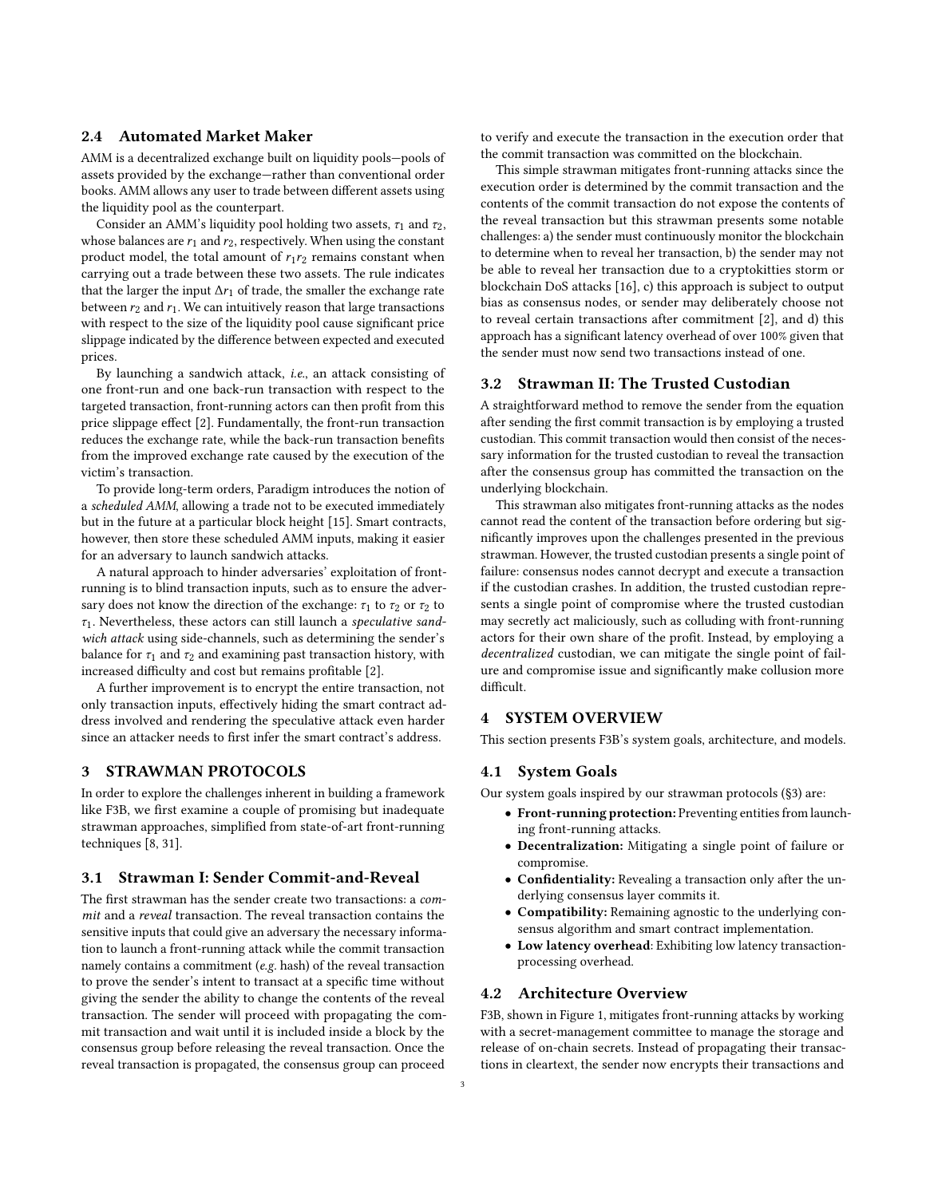### 2.4 Automated Market Maker

AMM is a decentralized exchange built on liquidity pools—pools of assets provided by the exchange—rather than conventional order books. AMM allows any user to trade between different assets using the liquidity pool as the counterpart.

Consider an AMM's liquidity pool holding two assets, $\tau_1$ and $\tau_2$, whose balances are $r_1$ and $r_2$, respectively. When using the constant product model, the total amount of $r_1 r_2$ remains constant when carrying out a trade between these two assets. The rule indicates that the larger the input $\Delta r_1$ of trade, the smaller the exchange rate between $r_2$ and $r_1$. We can intuitively reason that large transactions with respect to the size of the liquidity pool cause significant price slippage indicated by the difference between expected and executed prices.

By launching a sandwich attack, *i.e.*, an attack consisting of one front-run and one back-run transaction with respect to the targeted transaction, front-running actors can then profit from this price slippage effect [2]. Fundamentally, the front-run transaction reduces the exchange rate, while the back-run transaction benefits from the improved exchange rate caused by the execution of the victim's transaction.

To provide long-term orders, Paradigm introduces the notion of a *scheduled AMM*, allowing a trade not to be executed immediately but in the future at a particular block height [15]. Smart contracts, however, then store these scheduled AMM inputs, making it easier for an adversary to launch sandwich attacks.

A natural approach to hinder adversaries' exploitation of front-running is to blind transaction inputs, such as to ensure the adversary does not know the direction of the exchange: $\tau_1$ to $\tau_2$ or $\tau_2$ to $\tau_1$. Nevertheless, these actors can still launch a *speculative sandwich attack* using side-channels, such as determining the sender's balance for $\tau_1$ and $\tau_2$ and examining past transaction history, with increased difficulty and cost but remains profitable [2].

A further improvement is to encrypt the entire transaction, not only transaction inputs, effectively hiding the smart contract address involved and rendering the speculative attack even harder since an attacker needs to first infer the smart contract's address.

## 3 STRAWMAN PROTOCOLS

In order to explore the challenges inherent in building a framework like F3B, we first examine a couple of promising but inadequate strawman approaches, simplified from state-of-art front-running techniques [8, 31].

### 3.1 Strawman I: Sender Commit-and-Reveal

The first strawman has the sender create two transactions: a *commit* and a *reveal* transaction. The reveal transaction contains the sensitive inputs that could give an adversary the necessary information to launch a front-running attack while the commit transaction namely contains a commitment (*e.g.* hash) of the reveal transaction to prove the sender's intent to transact at a specific time without giving the sender the ability to change the contents of the reveal transaction. The sender will proceed with propagating the commit transaction and wait until it is included inside a block by the consensus group before releasing the reveal transaction. Once the reveal transaction is propagated, the consensus group can proceed to verify and execute the transaction in the execution order that the commit transaction was committed on the blockchain.

This simple strawman mitigates front-running attacks since the execution order is determined by the commit transaction and the contents of the commit transaction do not expose the contents of the reveal transaction but this strawman presents some notable challenges: a) the sender must continuously monitor the blockchain to determine when to reveal her transaction, b) the sender may not be able to reveal her transaction due to a cryptokitties storm or blockchain DoS attacks [16], c) this approach is subject to output bias as consensus nodes, or sender may deliberately choose not to reveal certain transactions after commitment [2], and d) this approach has a significant latency overhead of over 100% given that the sender must now send two transactions instead of one.

### 3.2 Strawman II: The Trusted Custodian

A straightforward method to remove the sender from the equation after sending the first commit transaction is by employing a trusted custodian. This commit transaction would then consist of the necessary information for the trusted custodian to reveal the transaction after the consensus group has committed the transaction on the underlying blockchain.

This strawman also mitigates front-running attacks as the nodes cannot read the content of the transaction before ordering but significantly improves upon the challenges presented in the previous strawman. However, the trusted custodian presents a single point of failure: consensus nodes cannot decrypt and execute a transaction if the custodian crashes. In addition, the trusted custodian represents a single point of compromise where the trusted custodian may secretly act maliciously, such as colluding with front-running actors for their own share of the profit. Instead, by employing a *decentralized* custodian, we can mitigate the single point of failure and compromise issue and significantly make collusion more difficult.

## 4 SYSTEM OVERVIEW

This section presents F3B's system goals, architecture, and models.

### 4.1 System Goals

Our system goals inspired by our strawman protocols (§3) are:

- **Front-running protection:** Preventing entities from launching front-running attacks.
- **Decentralization:** Mitigating a single point of failure or compromise.
- **Confidentiality:** Revealing a transaction only after the underlying consensus layer commits it.
- **Compatibility:** Remaining agnostic to the underlying consensus algorithm and smart contract implementation.
- **Low latency overhead**: Exhibiting low latency transaction-processing overhead.

### 4.2 Architecture Overview

F3B, shown in Figure 1, mitigates front-running attacks by working with a secret-management committee to manage the storage and release of on-chain secrets. Instead of propagating their transactions in cleartext, the sender now encrypts their transactions and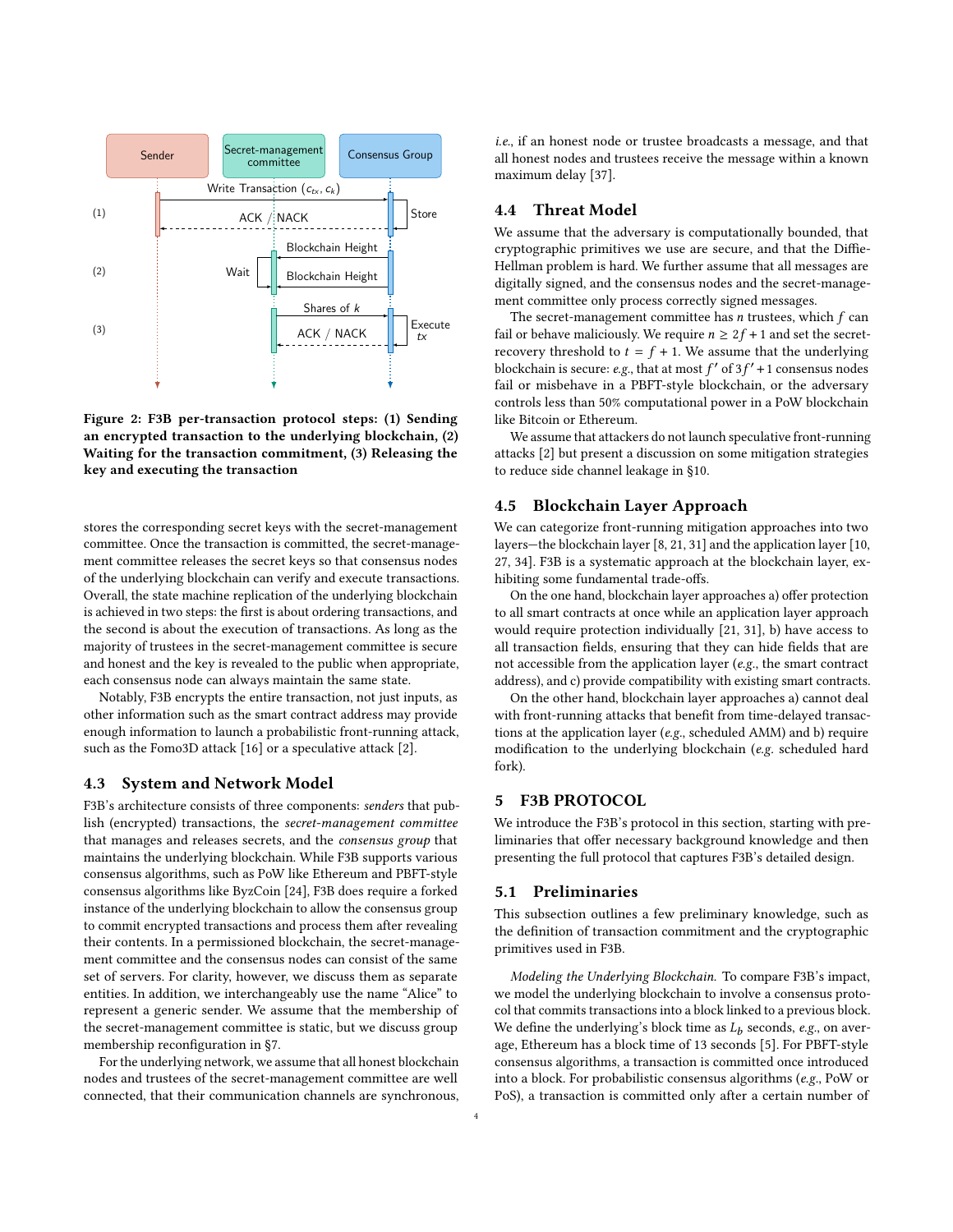Figure 2: F3B per-transaction protocol steps: (1) Sending an encrypted transaction to the underlying blockchain, (2) Waiting for the transaction commitment, (3) Releasing the key and executing the transaction

stores the corresponding secret keys with the secret-management committee. Once the transaction is committed, the secret-management committee releases the secret keys so that consensus nodes of the underlying blockchain can verify and execute transactions. Overall, the state machine replication of the underlying blockchain is achieved in two steps: the first is about ordering transactions, and the second is about the execution of transactions. As long as the majority of trustees in the secret-management committee is secure and honest and the key is revealed to the public when appropriate, each consensus node can always maintain the same state.

Notably, F3B encrypts the entire transaction, not just inputs, as other information such as the smart contract address may provide enough information to launch a probabilistic front-running attack, such as the Fomo3D attack [16] or a speculative attack [2].

### 4.3 System and Network Model

F3B's architecture consists of three components: *senders* that publish (encrypted) transactions, the *secret-management committee* that manages and releases secrets, and the *consensus group* that maintains the underlying blockchain. While F3B supports various consensus algorithms, such as PoW like Ethereum and PBFT-style consensus algorithms like ByzCoin [24], F3B does require a forked instance of the underlying blockchain to allow the consensus group to commit encrypted transactions and process them after revealing their contents. In a permissioned blockchain, the secret-management committee and the consensus nodes can consist of the same set of servers. For clarity, however, we discuss them as separate entities. In addition, we interchangeably use the name "Alice" to represent a generic sender. We assume that the membership of the secret-management committee is static, but we discuss group membership reconfiguration in §7.

For the underlying network, we assume that all honest blockchain nodes and trustees of the secret-management committee are well connected, that their communication channels are synchronous, *i.e.*, if an honest node or trustee broadcasts a message, and that all honest nodes and trustees receive the message within a known maximum delay [37].

### 4.4 Threat Model

We assume that the adversary is computationally bounded, that cryptographic primitives we use are secure, and that the Diffie-Hellman problem is hard. We further assume that all messages are digitally signed, and the consensus nodes and the secret-management committee only process correctly signed messages.

The secret-management committee has $n$ trustees, which $f$ can fail or behave maliciously. We require $n \geq 2f + 1$ and set the secret-recovery threshold to $t = f + 1$. We assume that the underlying blockchain is secure: *e.g.*, that at most $f'$ of $3f' + 1$ consensus nodes fail or misbehave in a PBFT-style blockchain, or the adversary controls less than 50% computational power in a PoW blockchain like Bitcoin or Ethereum.

We assume that attackers do not launch speculative front-running attacks [2] but present a discussion on some mitigation strategies to reduce side channel leakage in §10.

### 4.5 Blockchain Layer Approach

We can categorize front-running mitigation approaches into two layers—the blockchain layer [8, 21, 31] and the application layer [10, 27, 34]. F3B is a systematic approach at the blockchain layer, exhibiting some fundamental trade-offs.

On the one hand, blockchain layer approaches a) offer protection to all smart contracts at once while an application layer approach would require protection individually [21, 31], b) have access to all transaction fields, ensuring that they can hide fields that are not accessible from the application layer (*e.g.*, the smart contract address), and c) provide compatibility with existing smart contracts.

On the other hand, blockchain layer approaches a) cannot deal with front-running attacks that benefit from time-delayed transactions at the application layer (*e.g.*, scheduled AMM) and b) require modification to the underlying blockchain (*e.g.* scheduled hard fork).

## 5 F3B PROTOCOL

We introduce the F3B's protocol in this section, starting with preliminaries that offer necessary background knowledge and then presenting the full protocol that captures F3B's detailed design.

### 5.1 Preliminaries

This subsection outlines a few preliminary knowledge, such as the definition of transaction commitment and the cryptographic primitives used in F3B.

*Modeling the Underlying Blockchain.* To compare F3B's impact, we model the underlying blockchain to involve a consensus protocol that commits transactions into a block linked to a previous block. We define the underlying's block time as $L_b$ seconds, *e.g.*, on average, Ethereum has a block time of 13 seconds [5]. For PBFT-style consensus algorithms, a transaction is committed once introduced into a block. For probabilistic consensus algorithms (*e.g.*, PoW or PoS), a transaction is committed only after a certain number of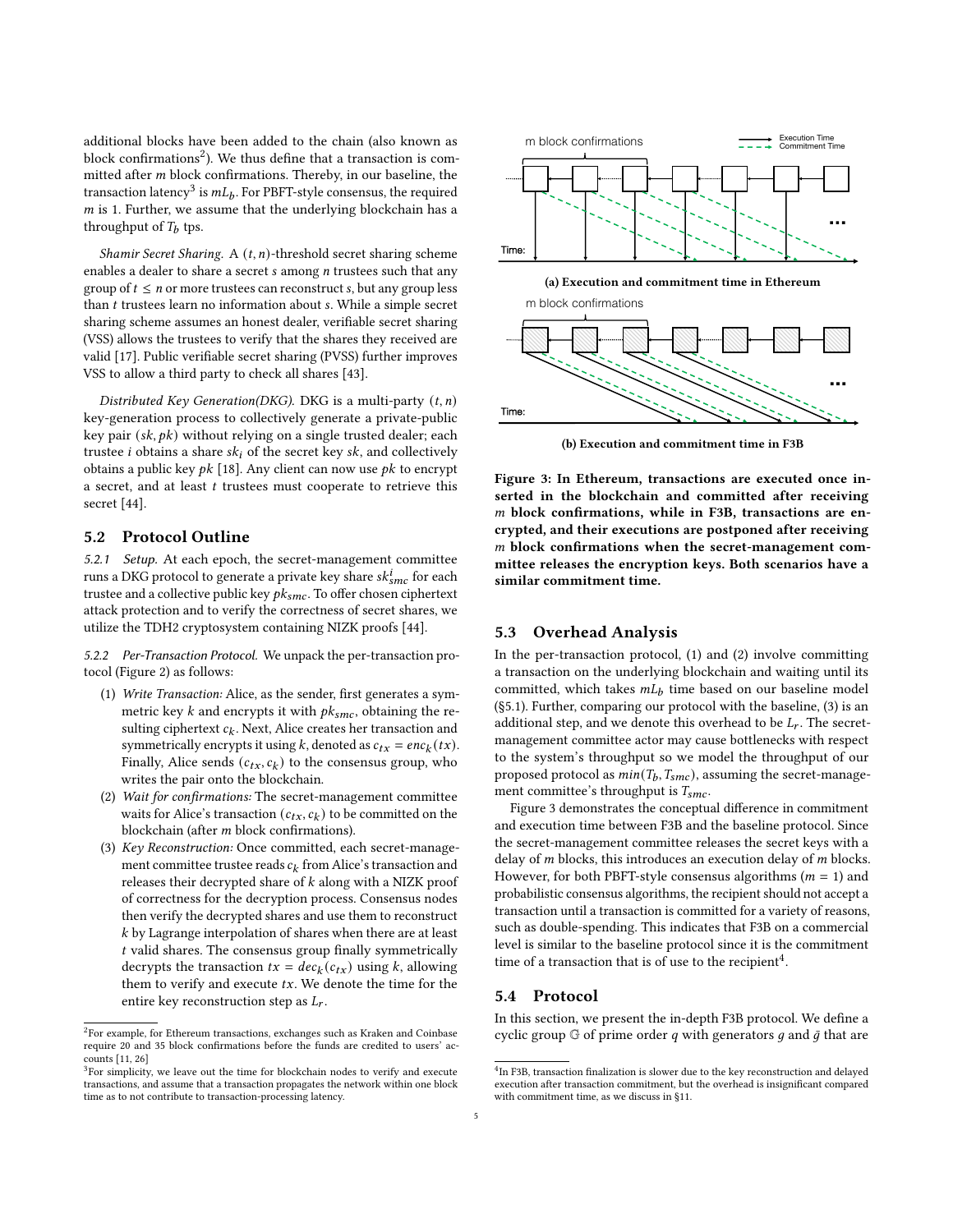additional blocks have been added to the chain (also known as block confirmations[2]). We thus define that a transaction is committed after $m$ block confirmations. Thereby, in our baseline, the transaction latency[3] is $mL_b$. For PBFT-style consensus, the required $m$ is 1. Further, we assume that the underlying blockchain has a throughput of $T_b$ tps.

*Shamir Secret Sharing.* A $(t, n)$-threshold secret sharing scheme enables a dealer to share a secret $s$ among $n$ trustees such that any group of $t \leq n$ or more trustees can reconstruct $s$, but any group less than $t$ trustees learn no information about $s$. While a simple secret sharing scheme assumes an honest dealer, verifiable secret sharing (VSS) allows the trustees to verify that the shares they received are valid [17]. Public verifiable secret sharing (PVSS) further improves VSS to allow a third party to check all shares [43].

*Distributed Key Generation(DKG).* DKG is a multi-party $(t, n)$ key-generation process to collectively generate a private-public key pair $(sk, pk)$ without relying on a single trusted dealer; each trustee $i$ obtains a share $sk_i$ of the secret key $sk$, and collectively obtains a public key $pk$ [18]. Any client can now use $pk$ to encrypt a secret, and at least $t$ trustees must cooperate to retrieve this secret [44].

## 5.2 Protocol Outline

*5.2.1 Setup.* At each epoch, the secret-management committee runs a DKG protocol to generate a private key share $sk^i_{smc}$ for each trustee and a collective public key $pk_{smc}$. To offer chosen ciphertext attack protection and to verify the correctness of secret shares, we utilize the TDH2 cryptosystem containing NIZK proofs [44].

*5.2.2 Per-Transaction Protocol.* We unpack the per-transaction protocol (Figure 2) as follows:

1. *Write Transaction:* Alice, as the sender, first generates a symmetric key $k$ and encrypts it with $pk_{smc}$, obtaining the resulting ciphertext $c_k$. Next, Alice creates her transaction and symmetrically encrypts it using $k$, denoted as $c_{tx} = enc_k(tx)$. Finally, Alice sends $(c_{tx}, c_k)$ to the consensus group, who writes the pair onto the blockchain.
2. *Wait for confirmations:* The secret-management committee waits for Alice's transaction $(c_{tx}, c_k)$ to be committed on the blockchain (after $m$ block confirmations).
3. *Key Reconstruction:* Once committed, each secret-management committee trustee reads $c_k$ from Alice's transaction and releases their decrypted share of $k$ along with a NIZK proof of correctness for the decryption process. Consensus nodes then verify the decrypted shares and use them to reconstruct $k$ by Lagrange interpolation of shares when there are at least $t$ valid shares. The consensus group finally symmetrically decrypts the transaction $tx = dec_k(c_{tx})$ using $k$, allowing them to verify and execute $tx$. We denote the time for the entire key reconstruction step as $L_r$.

[2] For example, for Ethereum transactions, exchanges such as Kraken and Coinbase require 20 and 35 block confirmations before the funds are credited to users' accounts [11, 26]

[3] For simplicity, we leave out the time for blockchain nodes to verify and execute transactions, and assume that a transaction propagates the network within one block time as to not contribute to transaction-processing latency.

**(a) Execution and commitment time in Ethereum**

**(b) Execution and commitment time in F3B**

**Figure 3: In Ethereum, transactions are executed once inserted in the blockchain and committed after receiving $m$ block confirmations, while in F3B, transactions are encrypted, and their executions are postponed after receiving $m$ block confirmations when the secret-management committee releases the encryption keys. Both scenarios have a similar commitment time.**

## 5.3 Overhead Analysis

In the per-transaction protocol, (1) and (2) involve committing a transaction on the underlying blockchain and waiting until its committed, which takes $mL_b$ time based on our baseline model (§5.1). Further, comparing our protocol with the baseline, (3) is an additional step, and we denote this overhead to be $L_r$. The secret-management committee actor may cause bottlenecks with respect to the system's throughput so we model the throughput of our proposed protocol as $min(T_b, T_{smc})$, assuming the secret-management committee's throughput is $T_{smc}$.

Figure 3 demonstrates the conceptual difference in commitment and execution time between F3B and the baseline protocol. Since the secret-management committee releases the secret keys with a delay of $m$ blocks, this introduces an execution delay of $m$ blocks. However, for both PBFT-style consensus algorithms ($m = 1$) and probabilistic consensus algorithms, the recipient should not accept a transaction until a transaction is committed for a variety of reasons, such as double-spending. This indicates that F3B on a commercial level is similar to the baseline protocol since it is the commitment time of a transaction that is of use to the recipient[4].

## 5.4 Protocol

In this section, we present the in-depth F3B protocol. We define a cyclic group $\mathbb{G}$ of prime order $q$ with generators $g$ and $\bar{g}$ that are

[4] In F3B, transaction finalization is slower due to the key reconstruction and delayed execution after transaction commitment, but the overhead is insignificant compared with commitment time, as we discuss in §11.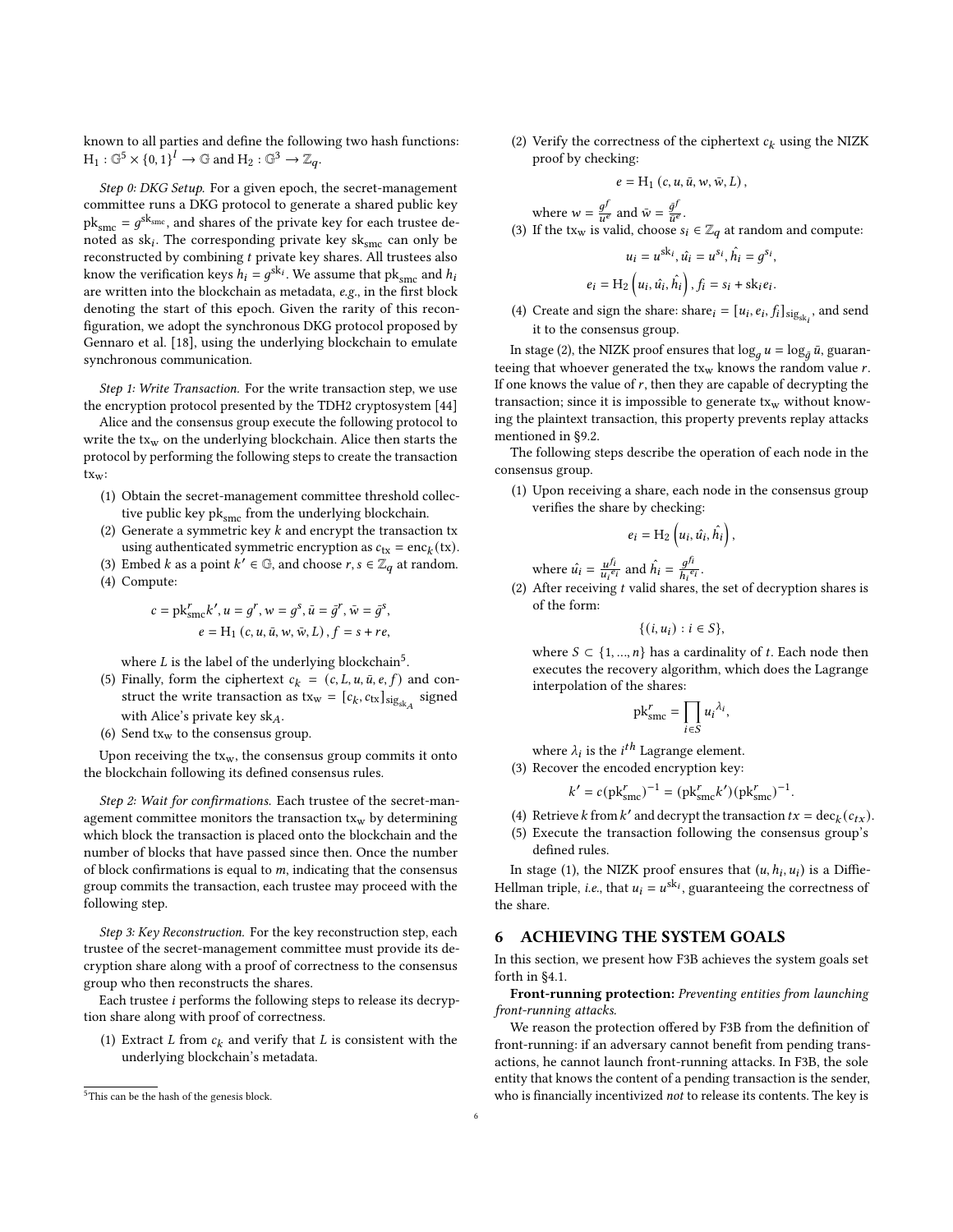known to all parties and define the following two hash functions: $H_1 : \mathbb{G}^5 \times \{0,1\}^l \rightarrow \mathbb{G}$ and $H_2 : \mathbb{G}^3 \rightarrow \mathbb{Z}_q$.

*Step 0: DKG Setup.* For a given epoch, the secret-management committee runs a DKG protocol to generate a shared public key $pk_{smc} = g^{sk_{smc}}$, and shares of the private key for each trustee denoted as $sk_i$. The corresponding private key $sk_{smc}$ can only be reconstructed by combining $t$ private key shares. All trustees also know the verification keys $h_i = g^{sk_i}$. We assume that $pk_{smc}$ and $h_i$ are written into the blockchain as metadata, *e.g.*, in the first block denoting the start of this epoch. Given the rarity of this reconfiguration, we adopt the synchronous DKG protocol proposed by Gennaro et al. [18], using the underlying blockchain to emulate synchronous communication.

*Step 1: Write Transaction.* For the write transaction step, we use the encryption protocol presented by the TDH2 cryptosystem [44]

Alice and the consensus group execute the following protocol to write the $tx_w$ on the underlying blockchain. Alice then starts the protocol by performing the following steps to create the transaction $tx_w$:

(1) Obtain the secret-management committee threshold collective public key $pk_{smc}$ from the underlying blockchain.
(2) Generate a symmetric key $k$ and encrypt the transaction tx using authenticated symmetric encryption as $c_{tx} = enc_k(tx)$.
(3) Embed $k$ as a point $k' \in \mathbb{G}$, and choose $r, s \in \mathbb{Z}_q$ at random.
(4) Compute:

$$c = pk_{smc}^r k', u = g^r, w = g^s, \bar{u} = \bar{g}^r, \bar{w} = \bar{g}^s,$$
$$e = H_1(c, u, \bar{u}, w, \bar{w}, L), f = s + re,$$

where $L$ is the label of the underlying blockchain[5].
(5) Finally, form the ciphertext $c_k = (c, L, u, \bar{u}, e, f)$ and construct the write transaction as $tx_w = [c_k, c_{tx}]_{sig_{sk_A}}$ signed with Alice's private key $sk_A$.
(6) Send $tx_w$ to the consensus group.

Upon receiving the $tx_w$, the consensus group commits it onto the blockchain following its defined consensus rules.

*Step 2: Wait for confirmations.* Each trustee of the secret-management committee monitors the transaction $tx_w$ by determining which block the transaction is placed onto the blockchain and the number of blocks that have passed since then. Once the number of block confirmations is equal to $m$, indicating that the consensus group commits the transaction, each trustee may proceed with the following step.

*Step 3: Key Reconstruction.* For the key reconstruction step, each trustee of the secret-management committee must provide its decryption share along with a proof of correctness to the consensus group who then reconstructs the shares.

Each trustee $i$ performs the following steps to release its decryption share along with proof of correctness.

(1) Extract $L$ from $c_k$ and verify that $L$ is consistent with the underlying blockchain's metadata.
(2) Verify the correctness of the ciphertext $c_k$ using the NIZK proof by checking:

$$e = H_1(c, u, \bar{u}, w, \bar{w}, L),$$

where $w = \frac{g^f}{u^e}$ and $\bar{w} = \frac{\bar{g}^f}{\bar{u}^e}$.
(3) If the $tx_w$ is valid, choose $s_i \in \mathbb{Z}_q$ at random and compute:

$$u_i = u^{sk_i}, \hat{u_i} = u^{s_i}, \hat{h_i} = g^{s_i},$$
$$e_i = H_2\left(u_i, \hat{u_i}, \hat{h_i}\right), f_i = s_i + sk_i e_i.$$

(4) Create and sign the share: $share_i = [u_i, e_i, f_i]_{sig_{sk_i}}$, and send it to the consensus group.

In stage (2), the NIZK proof ensures that $\log_g u = \log_{\bar{g}} \bar{u}$, guaranteeing that whoever generated the $tx_w$ knows the random value $r$. If one knows the value of $r$, then they are capable of decrypting the transaction; since it is impossible to generate $tx_w$ without knowing the plaintext transaction, this property prevents replay attacks mentioned in §9.2.

The following steps describe the operation of each node in the consensus group.

(1) Upon receiving a share, each node in the consensus group verifies the share by checking:

$$e_i = H_2\left(u_i, \hat{u_i}, \hat{h_i}\right),$$

where $\hat{u_i} = \frac{u^{f_i}}{u_i^{e_i}}$ and $\hat{h_i} = \frac{g^{f_i}}{h_i^{e_i}}$.
(2) After receiving $t$ valid shares, the set of decryption shares is of the form:

$$\{(i, u_i) : i \in S\},$$

where $S \subset \{1, ..., n\}$ has a cardinality of $t$. Each node then executes the recovery algorithm, which does the Lagrange interpolation of the shares:

$$pk_{smc}^r = \prod_{i \in S} u_i^{\lambda_i},$$

where $\lambda_i$ is the $i^{th}$ Lagrange element.
(3) Recover the encoded encryption key:

$$k' = c(pk_{smc}^r)^{-1} = (pk_{smc}^r k')(pk_{smc}^r)^{-1}.$$

(4) Retrieve $k$ from $k'$ and decrypt the transaction $tx = dec_k(c_{tx})$.
(5) Execute the transaction following the consensus group's defined rules.

In stage (1), the NIZK proof ensures that $(u, h_i, u_i)$ is a Diffie-Hellman triple, *i.e.*, that $u_i = u^{sk_i}$, guaranteeing the correctness of the share.

# 6 ACHIEVING THE SYSTEM GOALS

In this section, we present how F3B achieves the system goals set forth in §4.1.

**Front-running protection:** *Preventing entities from launching front-running attacks.*

We reason the protection offered by F3B from the definition of front-running: if an adversary cannot benefit from pending transactions, he cannot launch front-running attacks. In F3B, the sole entity that knows the content of a pending transaction is the sender, who is financially incentivized *not* to release its contents. The key is

[5] This can be the hash of the genesis block.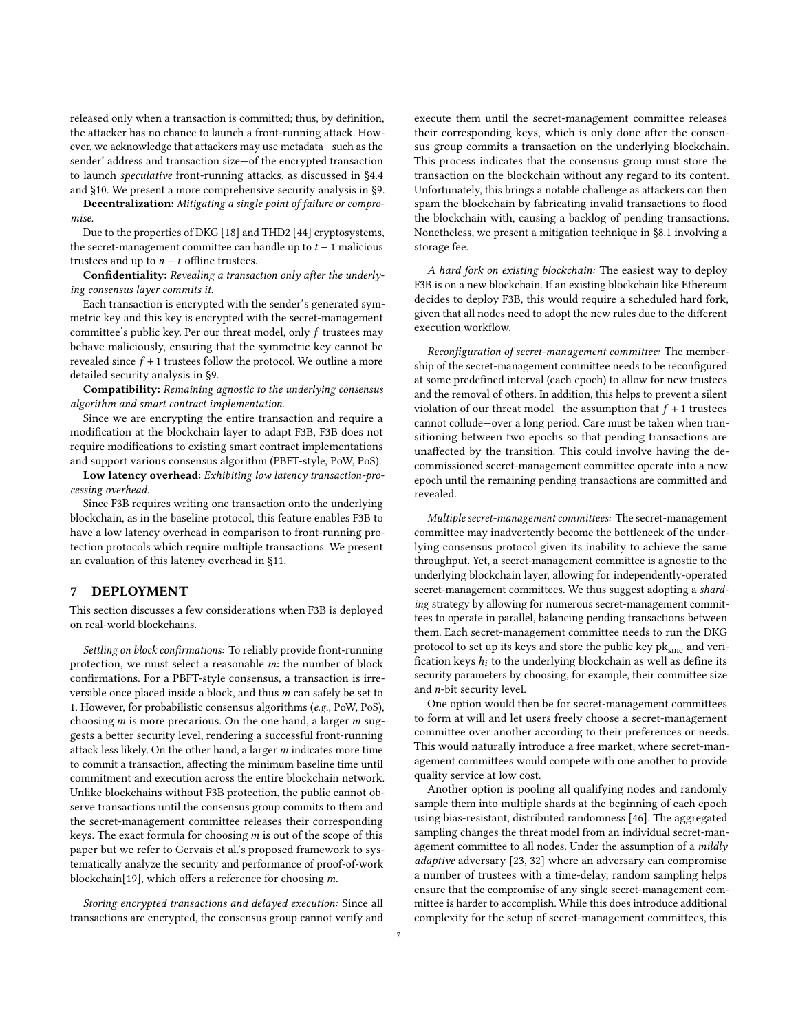released only when a transaction is committed; thus, by definition, the attacker has no chance to launch a front-running attack. However, we acknowledge that attackers may use metadata—such as the sender' address and transaction size—of the encrypted transaction to launch *speculative* front-running attacks, as discussed in §4.4 and §10. We present a more comprehensive security analysis in §9.

**Decentralization:** *Mitigating a single point of failure or compromise.*

Due to the properties of DKG [18] and THD2 [44] cryptosystems, the secret-management committee can handle up to $t-1$ malicious trustees and up to $n-t$ offline trustees.

**Confidentiality:** *Revealing a transaction only after the underlying consensus layer commits it.*

Each transaction is encrypted with the sender's generated symmetric key and this key is encrypted with the secret-management committee's public key. Per our threat model, only $f$ trustees may behave maliciously, ensuring that the symmetric key cannot be revealed since $f+1$ trustees follow the protocol. We outline a more detailed security analysis in §9.

**Compatibility:** *Remaining agnostic to the underlying consensus algorithm and smart contract implementation.*

Since we are encrypting the entire transaction and require a modification at the blockchain layer to adapt F3B, F3B does not require modifications to existing smart contract implementations and support various consensus algorithm (PBFT-style, PoW, PoS).

**Low latency overhead**: *Exhibiting low latency transaction-processing overhead.*

Since F3B requires writing one transaction onto the underlying blockchain, as in the baseline protocol, this feature enables F3B to have a low latency overhead in comparison to front-running protection protocols which require multiple transactions. We present an evaluation of this latency overhead in §11.

## 7 DEPLOYMENT

This section discusses a few considerations when F3B is deployed on real-world blockchains.

*Settling on block confirmations:* To reliably provide front-running protection, we must select a reasonable $m$: the number of block confirmations. For a PBFT-style consensus, a transaction is irreversible once placed inside a block, and thus $m$ can safely be set to 1. However, for probabilistic consensus algorithms (*e.g.*, PoW, PoS), choosing $m$ is more precarious. On the one hand, a larger $m$ suggests a better security level, rendering a successful front-running attack less likely. On the other hand, a larger $m$ indicates more time to commit a transaction, affecting the minimum baseline time until commitment and execution across the entire blockchain network. Unlike blockchains without F3B protection, the public cannot observe transactions until the consensus group commits to them and the secret-management committee releases their corresponding keys. The exact formula for choosing $m$ is out of the scope of this paper but we refer to Gervais et al.'s proposed framework to systematically analyze the security and performance of proof-of-work blockchain[19], which offers a reference for choosing $m$.

*Storing encrypted transactions and delayed execution:* Since all transactions are encrypted, the consensus group cannot verify and execute them until the secret-management committee releases their corresponding keys, which is only done after the consensus group commits a transaction on the underlying blockchain. This process indicates that the consensus group must store the transaction on the blockchain without any regard to its content. Unfortunately, this brings a notable challenge as attackers can then spam the blockchain by fabricating invalid transactions to flood the blockchain with, causing a backlog of pending transactions. Nonetheless, we present a mitigation technique in §8.1 involving a storage fee.

*A hard fork on existing blockchain:* The easiest way to deploy F3B is on a new blockchain. If an existing blockchain like Ethereum decides to deploy F3B, this would require a scheduled hard fork, given that all nodes need to adopt the new rules due to the different execution workflow.

*Reconfiguration of secret-management committee:* The membership of the secret-management committee needs to be reconfigured at some predefined interval (each epoch) to allow for new trustees and the removal of others. In addition, this helps to prevent a silent violation of our threat model—the assumption that $f+1$ trustees cannot collude—over a long period. Care must be taken when transitioning between two epochs so that pending transactions are unaffected by the transition. This could involve having the decommissioned secret-management committee operate into a new epoch until the remaining pending transactions are committed and revealed.

*Multiple secret-management committees:* The secret-management committee may inadvertently become the bottleneck of the underlying consensus protocol given its inability to achieve the same throughput. Yet, a secret-management committee is agnostic to the underlying blockchain layer, allowing for independently-operated secret-management committees. We thus suggest adopting a *sharding* strategy by allowing for numerous secret-management committees to operate in parallel, balancing pending transactions between them. Each secret-management committee needs to run the DKG protocol to set up its keys and store the public key $pk_{smc}$ and verification keys $h_i$ to the underlying blockchain as well as define its security parameters by choosing, for example, their committee size and $n$-bit security level.

One option would then be for secret-management committees to form at will and let users freely choose a secret-management committee over another according to their preferences or needs. This would naturally introduce a free market, where secret-management committees would compete with one another to provide quality service at low cost.

Another option is pooling all qualifying nodes and randomly sample them into multiple shards at the beginning of each epoch using bias-resistant, distributed randomness [46]. The aggregated sampling changes the threat model from an individual secret-management committee to all nodes. Under the assumption of a *mildly adaptive* adversary [23, 32] where an adversary can compromise a number of trustees with a time-delay, random sampling helps ensure that the compromise of any single secret-management committee is harder to accomplish. While this does introduce additional complexity for the setup of secret-management committees, this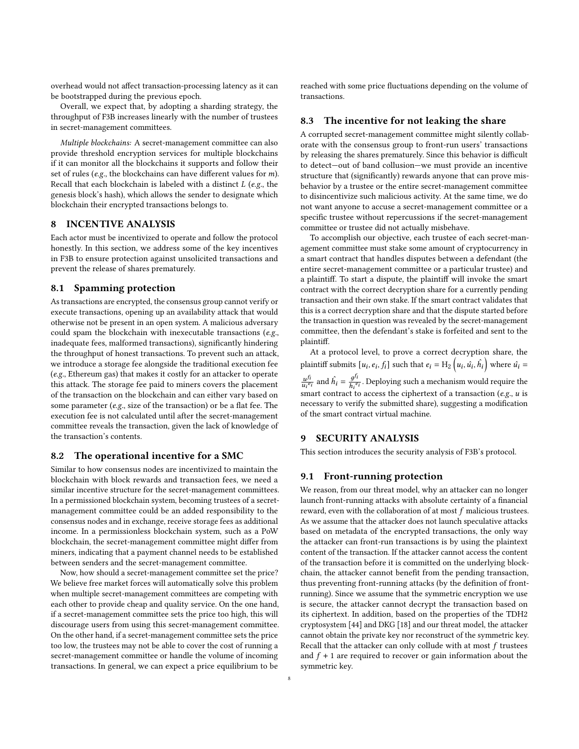overhead would not affect transaction-processing latency as it can be bootstrapped during the previous epoch.

Overall, we expect that, by adopting a sharding strategy, the throughput of F3B increases linearly with the number of trustees in secret-management committees.

*Multiple blockchains:* A secret-management committee can also provide threshold encryption services for multiple blockchains if it can monitor all the blockchains it supports and follow their set of rules (*e.g.*, the blockchains can have different values for $m$). Recall that each blockchain is labeled with a distinct $L$ (*e.g.*, the genesis block's hash), which allows the sender to designate which blockchain their encrypted transactions belongs to.

## 8 INCENTIVE ANALYSIS

Each actor must be incentivized to operate and follow the protocol honestly. In this section, we address some of the key incentives in F3B to ensure protection against unsolicited transactions and prevent the release of shares prematurely.

### 8.1 Spamming protection

As transactions are encrypted, the consensus group cannot verify or execute transactions, opening up an availability attack that would otherwise not be present in an open system. A malicious adversary could spam the blockchain with inexecutable transactions (*e.g.*, inadequate fees, malformed transactions), significantly hindering the throughput of honest transactions. To prevent such an attack, we introduce a storage fee alongside the traditional execution fee (*e.g.*, Ethereum gas) that makes it costly for an attacker to operate this attack. The storage fee paid to miners covers the placement of the transaction on the blockchain and can either vary based on some parameter (*e.g.*, size of the transaction) or be a flat fee. The execution fee is not calculated until after the secret-management committee reveals the transaction, given the lack of knowledge of the transaction's contents.

### 8.2 The operational incentive for a SMC

Similar to how consensus nodes are incentivized to maintain the blockchain with block rewards and transaction fees, we need a similar incentive structure for the secret-management committees. In a permissioned blockchain system, becoming trustees of a secret-management committee could be an added responsibility to the consensus nodes and in exchange, receive storage fees as additional income. In a permissionless blockchain system, such as a PoW blockchain, the secret-management committee might differ from miners, indicating that a payment channel needs to be established between senders and the secret-management committee.

Now, how should a secret-management committee set the price? We believe free market forces will automatically solve this problem when multiple secret-management committees are competing with each other to provide cheap and quality service. On the one hand, if a secret-management committee sets the price too high, this will discourage users from using this secret-management committee. On the other hand, if a secret-management committee sets the price too low, the trustees may not be able to cover the cost of running a secret-management committee or handle the volume of incoming transactions. In general, we can expect a price equilibrium to be reached with some price fluctuations depending on the volume of transactions.

### 8.3 The incentive for not leaking the share

A corrupted secret-management committee might silently collaborate with the consensus group to front-run users' transactions by releasing the shares prematurely. Since this behavior is difficult to detect—out of band collusion—we must provide an incentive structure that (significantly) rewards anyone that can prove misbehavior by a trustee or the entire secret-management committee to disincentivize such malicious activity. At the same time, we do not want anyone to accuse a secret-management committee or a specific trustee without repercussions if the secret-management committee or trustee did not actually misbehave.

To accomplish our objective, each trustee of each secret-management committee must stake some amount of cryptocurrency in a smart contract that handles disputes between a defendant (the entire secret-management committee or a particular trustee) and a plaintiff. To start a dispute, the plaintiff will invoke the smart contract with the correct decryption share for a currently pending transaction and their own stake. If the smart contract validates that this is a correct decryption share and that the dispute started before the transaction in question was revealed by the secret-management committee, then the defendant's stake is forfeited and sent to the plaintiff.

At a protocol level, to prove a correct decryption share, the plaintiff submits $[u_i, e_i, f_i]$ such that $e_i = \mathrm{H}_2\left(u_i, \hat{u_i}, \hat{h_i}\right)$ where $\hat{u_i} = \frac{u^{f_i}}{{u_i}^{e_i}}$ and $\hat{h_i} = \frac{g^{f_i}}{{h_i}^{e_i}}$. Deploying such a mechanism would require the smart contract to access the ciphertext of a transaction (*e.g.*, $u$ is necessary to verify the submitted share), suggesting a modification of the smart contract virtual machine.

## 9 SECURITY ANALYSIS

This section introduces the security analysis of F3B's protocol.

### 9.1 Front-running protection

We reason, from our threat model, why an attacker can no longer launch front-running attacks with absolute certainty of a financial reward, even with the collaboration of at most $f$ malicious trustees. As we assume that the attacker does not launch speculative attacks based on metadata of the encrypted transactions, the only way the attacker can front-run transactions is by using the plaintext content of the transaction. If the attacker cannot access the content of the transaction before it is committed on the underlying blockchain, the attacker cannot benefit from the pending transaction, thus preventing front-running attacks (by the definition of front-running). Since we assume that the symmetric encryption we use is secure, the attacker cannot decrypt the transaction based on its ciphertext. In addition, based on the properties of the TDH2 cryptosystem [44] and DKG [18] and our threat model, the attacker cannot obtain the private key nor reconstruct of the symmetric key. Recall that the attacker can only collude with at most $f$ trustees and $f + 1$ are required to recover or gain information about the symmetric key.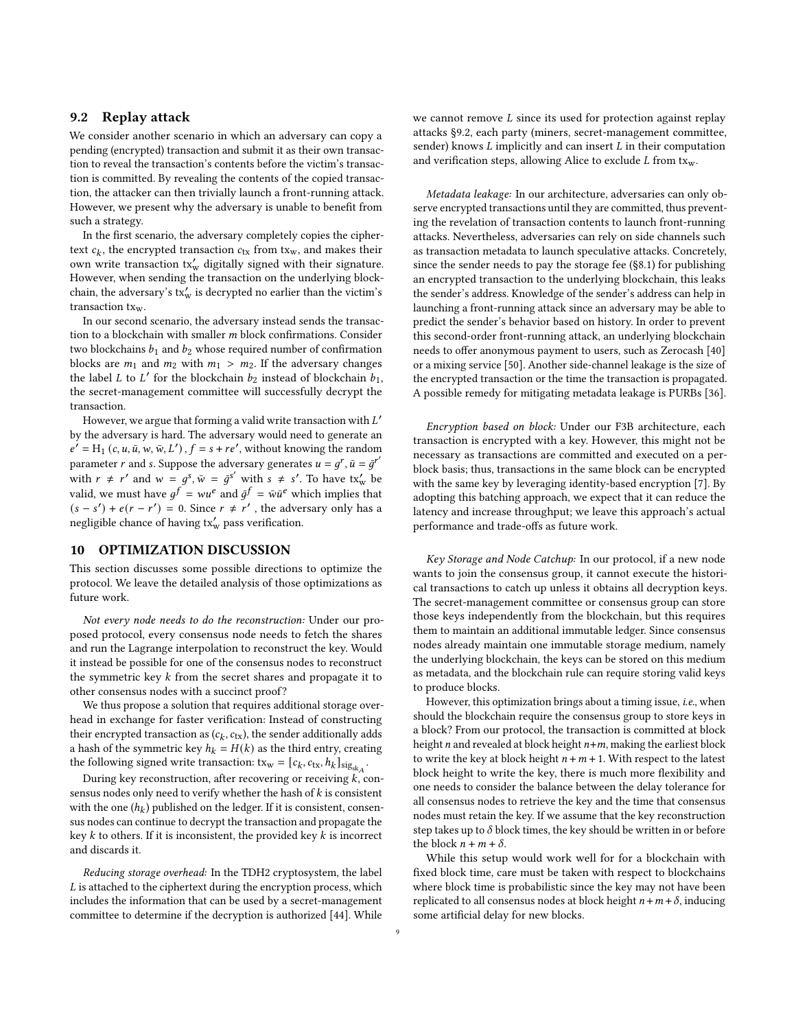## 9.2 Replay attack

We consider another scenario in which an adversary can copy a pending (encrypted) transaction and submit it as their own transaction to reveal the transaction's contents before the victim's transaction is committed. By revealing the contents of the copied transaction, the attacker can then trivially launch a front-running attack. However, we present why the adversary is unable to benefit from such a strategy.

In the first scenario, the adversary completely copies the ciphertext $c_k$, the encrypted transaction $c_{\text{tx}}$ from $\text{tx}_\text{w}$, and makes their own write transaction $\text{tx}'_\text{w}$ digitally signed with their signature. However, when sending the transaction on the underlying blockchain, the adversary's $\text{tx}'_\text{w}$ is decrypted no earlier than the victim's transaction $\text{tx}_\text{w}$.

In our second scenario, the adversary instead sends the transaction to a blockchain with smaller $m$ block confirmations. Consider two blockchains $b_1$ and $b_2$ whose required number of confirmation blocks are $m_1$ and $m_2$ with $m_1 > m_2$. If the adversary changes the label $L$ to $L'$ for the blockchain $b_2$ instead of blockchain $b_1$, the secret-management committee will successfully decrypt the transaction.

However, we argue that forming a valid write transaction with $L'$ by the adversary is hard. The adversary would need to generate an $e' = \text{H}_1(c, u, \bar{u}, w, \bar{w}, L')$, $f = s + re'$, without knowing the random parameter $r$ and $s$. Suppose the adversary generates $u = g^r, \bar{u} = \bar{g}^{r'}$ with $r \neq r'$ and $w = g^s, \bar{w} = \bar{g}^{s'}$ with $s \neq s'$. To have $\text{tx}'_\text{w}$ be valid, we must have $g^f = wu^e$ and $\bar{g}^f = \bar{w}\bar{u}^e$ which implies that $(s - s') + e(r - r') = 0$. Since $r \neq r'$, the adversary only has a negligible chance of having $\text{tx}'_\text{w}$ pass verification.

# 10 OPTIMIZATION DISCUSSION

This section discusses some possible directions to optimize the protocol. We leave the detailed analysis of those optimizations as future work.

*Not every node needs to do the reconstruction:* Under our proposed protocol, every consensus node needs to fetch the shares and run the Lagrange interpolation to reconstruct the key. Would it instead be possible for one of the consensus nodes to reconstruct the symmetric key $k$ from the secret shares and propagate it to other consensus nodes with a succinct proof?

We thus propose a solution that requires additional storage overhead in exchange for faster verification: Instead of constructing their encrypted transaction as $(c_k, c_{\text{tx}})$, the sender additionally adds a hash of the symmetric key $h_k = H(k)$ as the third entry, creating the following signed write transaction: $\text{tx}_\text{w} = [c_k, c_{\text{tx}}, h_k]_{\text{sig}_{\text{sk}_A}}$.

During key reconstruction, after recovering or receiving $k$, consensus nodes only need to verify whether the hash of $k$ is consistent with the one ($h_k$) published on the ledger. If it is consistent, consensus nodes can continue to decrypt the transaction and propagate the key $k$ to others. If it is inconsistent, the provided key $k$ is incorrect and discards it.

*Reducing storage overhead:* In the TDH2 cryptosystem, the label $L$ is attached to the ciphertext during the encryption process, which includes the information that can be used by a secret-management committee to determine if the decryption is authorized [44]. While we cannot remove $L$ since its used for protection against replay attacks §9.2, each party (miners, secret-management committee, sender) knows $L$ implicitly and can insert $L$ in their computation and verification steps, allowing Alice to exclude $L$ from $\text{tx}_\text{w}$.

*Metadata leakage:* In our architecture, adversaries can only observe encrypted transactions until they are committed, thus preventing the revelation of transaction contents to launch front-running attacks. Nevertheless, adversaries can rely on side channels such as transaction metadata to launch speculative attacks. Concretely, since the sender needs to pay the storage fee (§8.1) for publishing an encrypted transaction to the underlying blockchain, this leaks the sender's address. Knowledge of the sender's address can help in launching a front-running attack since an adversary may be able to predict the sender's behavior based on history. In order to prevent this second-order front-running attack, an underlying blockchain needs to offer anonymous payment to users, such as Zerocash [40] or a mixing service [50]. Another side-channel leakage is the size of the encrypted transaction or the time the transaction is propagated. A possible remedy for mitigating metadata leakage is PURBs [36].

*Encryption based on block:* Under our F3B architecture, each transaction is encrypted with a key. However, this might not be necessary as transactions are committed and executed on a per-block basis; thus, transactions in the same block can be encrypted with the same key by leveraging identity-based encryption [7]. By adopting this batching approach, we expect that it can reduce the latency and increase throughput; we leave this approach's actual performance and trade-offs as future work.

*Key Storage and Node Catchup:* In our protocol, if a new node wants to join the consensus group, it cannot execute the historical transactions to catch up unless it obtains all decryption keys. The secret-management committee or consensus group can store those keys independently from the blockchain, but this requires them to maintain an additional immutable ledger. Since consensus nodes already maintain one immutable storage medium, namely the underlying blockchain, the keys can be stored on this medium as metadata, and the blockchain rule can require storing valid keys to produce blocks.

However, this optimization brings about a timing issue, *i.e.*, when should the blockchain require the consensus group to store keys in a block? From our protocol, the transaction is committed at block height $n$ and revealed at block height $n+m$, making the earliest block to write the key at block height $n + m + 1$. With respect to the latest block height to write the key, there is much more flexibility and one needs to consider the balance between the delay tolerance for all consensus nodes to retrieve the key and the time that consensus nodes must retain the key. If we assume that the key reconstruction step takes up to $\delta$ block times, the key should be written in or before the block $n + m + \delta$.

While this setup would work well for for a blockchain with fixed block time, care must be taken with respect to blockchains where block time is probabilistic since the key may not have been replicated to all consensus nodes at block height $n + m + \delta$, inducing some artificial delay for new blocks.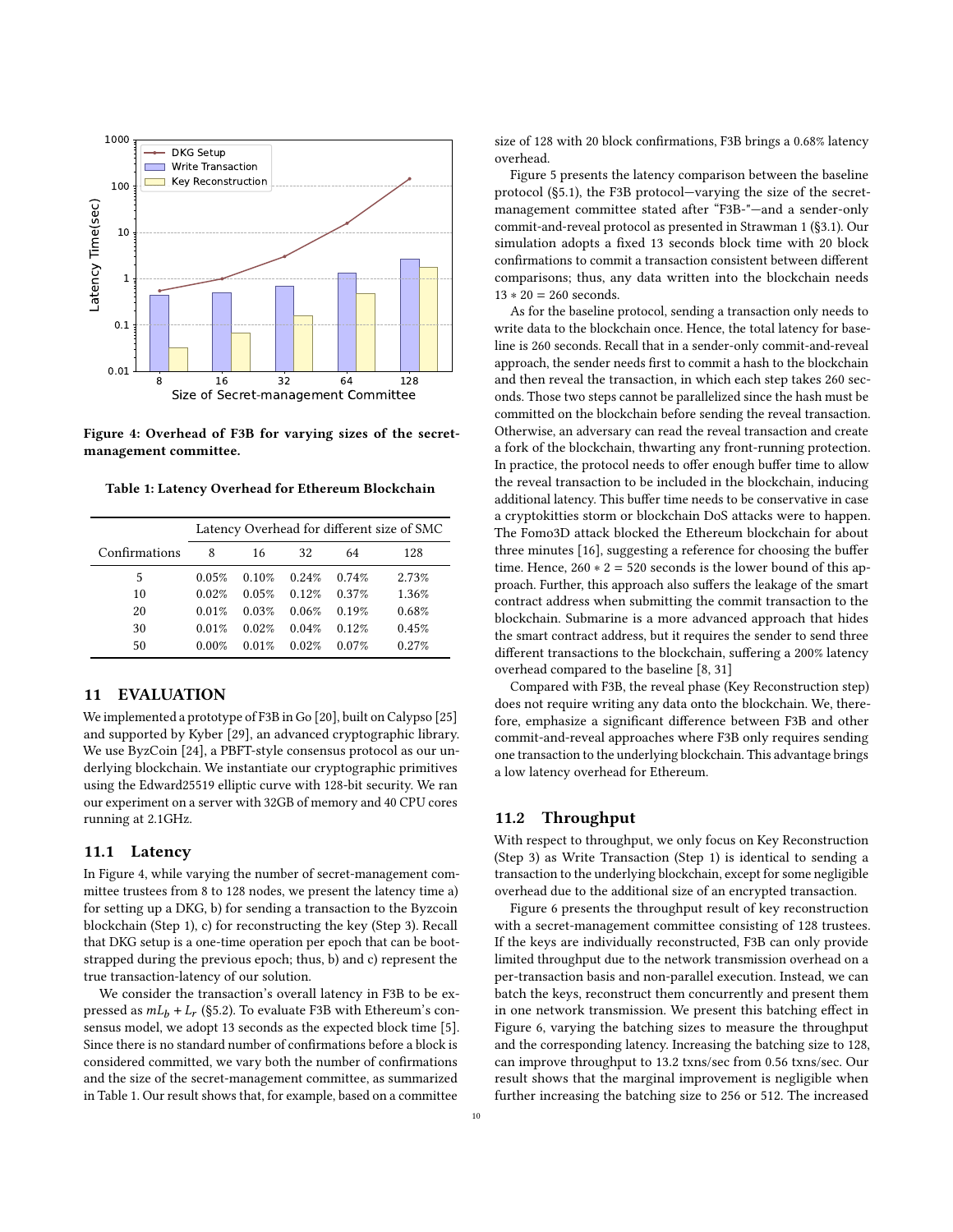Figure 4: Overhead of F3B for varying sizes of the secret-management committee.

Table 1: Latency Overhead for Ethereum Blockchain

| Confirmations | Latency Overhead for different size of SMC | | | | |
|---|---|---|---|---|---|
| | 8 | 16 | 32 | 64 | 128 |
| 5 | 0.05% | 0.10% | 0.24% | 0.74% | 2.73% |
| 10 | 0.02% | 0.05% | 0.12% | 0.37% | 1.36% |
| 20 | 0.01% | 0.03% | 0.06% | 0.19% | 0.68% |
| 30 | 0.01% | 0.02% | 0.04% | 0.12% | 0.45% |
| 50 | 0.00% | 0.01% | 0.02% | 0.07% | 0.27% |

## 11 EVALUATION

We implemented a prototype of F3B in Go [20], built on Calypso [25] and supported by Kyber [29], an advanced cryptographic library. We use ByzCoin [24], a PBFT-style consensus protocol as our underlying blockchain. We instantiate our cryptographic primitives using the Edward25519 elliptic curve with 128-bit security. We ran our experiment on a server with 32GB of memory and 40 CPU cores running at 2.1GHz.

### 11.1 Latency

In Figure 4, while varying the number of secret-management committee trustees from 8 to 128 nodes, we present the latency time a) for setting up a DKG, b) for sending a transaction to the Byzcoin blockchain (Step 1), c) for reconstructing the key (Step 3). Recall that DKG setup is a one-time operation per epoch that can be bootstrapped during the previous epoch; thus, b) and c) represent the true transaction-latency of our solution.

We consider the transaction's overall latency in F3B to be expressed as $mL_b + L_r$ (§5.2). To evaluate F3B with Ethereum's consensus model, we adopt 13 seconds as the expected block time [5]. Since there is no standard number of confirmations before a block is considered committed, we vary both the number of confirmations and the size of the secret-management committee, as summarized in Table 1. Our result shows that, for example, based on a committee size of 128 with 20 block confirmations, F3B brings a 0.68% latency overhead.

Figure 5 presents the latency comparison between the baseline protocol (§5.1), the F3B protocol—varying the size of the secret-management committee stated after "F3B-"—and a sender-only commit-and-reveal protocol as presented in Strawman 1 (§3.1). Our simulation adopts a fixed 13 seconds block time with 20 block confirmations to commit a transaction consistent between different comparisons; thus, any data written into the blockchain needs $13 * 20 = 260$ seconds.

As for the baseline protocol, sending a transaction only needs to write data to the blockchain once. Hence, the total latency for baseline is 260 seconds. Recall that in a sender-only commit-and-reveal approach, the sender needs first to commit a hash to the blockchain and then reveal the transaction, in which each step takes 260 seconds. Those two steps cannot be parallelized since the hash must be committed on the blockchain before sending the reveal transaction. Otherwise, an adversary can read the reveal transaction and create a fork of the blockchain, thwarting any front-running protection. In practice, the protocol needs to offer enough buffer time to allow the reveal transaction to be included in the blockchain, inducing additional latency. This buffer time needs to be conservative in case a cryptokitties storm or blockchain DoS attacks were to happen. The Fomo3D attack blocked the Ethereum blockchain for about three minutes [16], suggesting a reference for choosing the buffer time. Hence, $260 * 2 = 520$ seconds is the lower bound of this approach. Further, this approach also suffers the leakage of the smart contract address when submitting the commit transaction to the blockchain. Submarine is a more advanced approach that hides the smart contract address, but it requires the sender to send three different transactions to the blockchain, suffering a 200% latency overhead compared to the baseline [8, 31]

Compared with F3B, the reveal phase (Key Reconstruction step) does not require writing any data onto the blockchain. We, therefore, emphasize a significant difference between F3B and other commit-and-reveal approaches where F3B only requires sending one transaction to the underlying blockchain. This advantage brings a low latency overhead for Ethereum.

### 11.2 Throughput

With respect to throughput, we only focus on Key Reconstruction (Step 3) as Write Transaction (Step 1) is identical to sending a transaction to the underlying blockchain, except for some negligible overhead due to the additional size of an encrypted transaction.

Figure 6 presents the throughput result of key reconstruction with a secret-management committee consisting of 128 trustees. If the keys are individually reconstructed, F3B can only provide limited throughput due to the network transmission overhead on a per-transaction basis and non-parallel execution. Instead, we can batch the keys, reconstruct them concurrently and present them in one network transmission. We present this batching effect in Figure 6, varying the batching sizes to measure the throughput and the corresponding latency. Increasing the batching size to 128, can improve throughput to 13.2 txns/sec from 0.56 txns/sec. Our result shows that the marginal improvement is negligible when further increasing the batching size to 256 or 512. The increased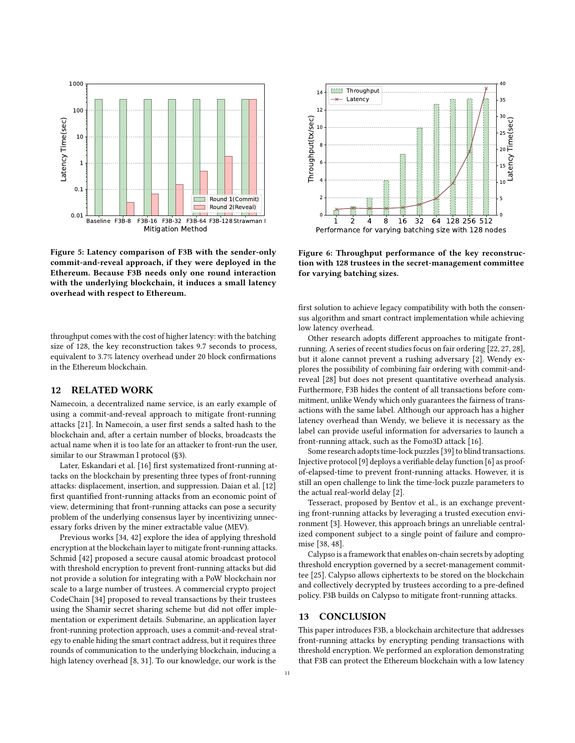Figure 5: Latency comparison of F3B with the sender-only commit-and-reveal approach, if they were deployed in the Ethereum. Because F3B needs only one round interaction with the underlying blockchain, it induces a small latency overhead with respect to Ethereum.

Figure 6: Throughput performance of the key reconstruction with 128 trustees in the secret-management committee for varying batching sizes.

throughput comes with the cost of higher latency: with the batching size of 128, the key reconstruction takes 9.7 seconds to process, equivalent to 3.7% latency overhead under 20 block confirmations in the Ethereum blockchain.

## 12 RELATED WORK

Namecoin, a decentralized name service, is an early example of using a commit-and-reveal approach to mitigate front-running attacks [21]. In Namecoin, a user first sends a salted hash to the blockchain and, after a certain number of blocks, broadcasts the actual name when it is too late for an attacker to front-run the user, similar to our Strawman I protocol (§3).

Later, Eskandari et al. [16] first systematized front-running attacks on the blockchain by presenting three types of front-running attacks: displacement, insertion, and suppression. Daian et al. [12] first quantified front-running attacks from an economic point of view, determining that front-running attacks can pose a security problem of the underlying consensus layer by incentivizing unnecessary forks driven by the miner extractable value (MEV).

Previous works [34, 42] explore the idea of applying threshold encryption at the blockchain layer to mitigate front-running attacks. Schmid [42] proposed a secure causal atomic broadcast protocol with threshold encryption to prevent front-running attacks but did not provide a solution for integrating with a PoW blockchain nor scale to a large number of trustees. A commercial crypto project CodeChain [34] proposed to reveal transactions by their trustees using the Shamir secret sharing scheme but did not offer implementation or experiment details. Submarine, an application layer front-running protection approach, uses a commit-and-reveal strategy to enable hiding the smart contract address, but it requires three rounds of communication to the underlying blockchain, inducing a high latency overhead [8, 31]. To our knowledge, our work is the first solution to achieve legacy compatibility with both the consensus algorithm and smart contract implementation while achieving low latency overhead.

Other research adopts different approaches to mitigate front-running. A series of recent studies focus on fair ordering [22, 27, 28], but it alone cannot prevent a rushing adversary [2]. Wendy explores the possibility of combining fair ordering with commit-and-reveal [28] but does not present quantitative overhead analysis. Furthermore, F3B hides the content of all transactions before commitment, unlike Wendy which only guarantees the fairness of transactions with the same label. Although our approach has a higher latency overhead than Wendy, we believe it is necessary as the label can provide useful information for adversaries to launch a front-running attack, such as the Fomo3D attack [16].

Some research adopts time-lock puzzles [39] to blind transactions. Injective protocol [9] deploys a verifiable delay function [6] as proof-of-elapsed-time to prevent front-running attacks. However, it is still an open challenge to link the time-lock puzzle parameters to the actual real-world delay [2].

Tesseract, proposed by Bentov et al., is an exchange preventing front-running attacks by leveraging a trusted execution environment [3]. However, this approach brings an unreliable centralized component subject to a single point of failure and compromise [38, 48].

Calypso is a framework that enables on-chain secrets by adopting threshold encryption governed by a secret-management committee [25]. Calypso allows ciphertexts to be stored on the blockchain and collectively decrypted by trustees according to a pre-defined policy. F3B builds on Calypso to mitigate front-running attacks.

## 13 CONCLUSION

This paper introduces F3B, a blockchain architecture that addresses front-running attacks by encrypting pending transactions with threshold encryption. We performed an exploration demonstrating that F3B can protect the Ethereum blockchain with a low latency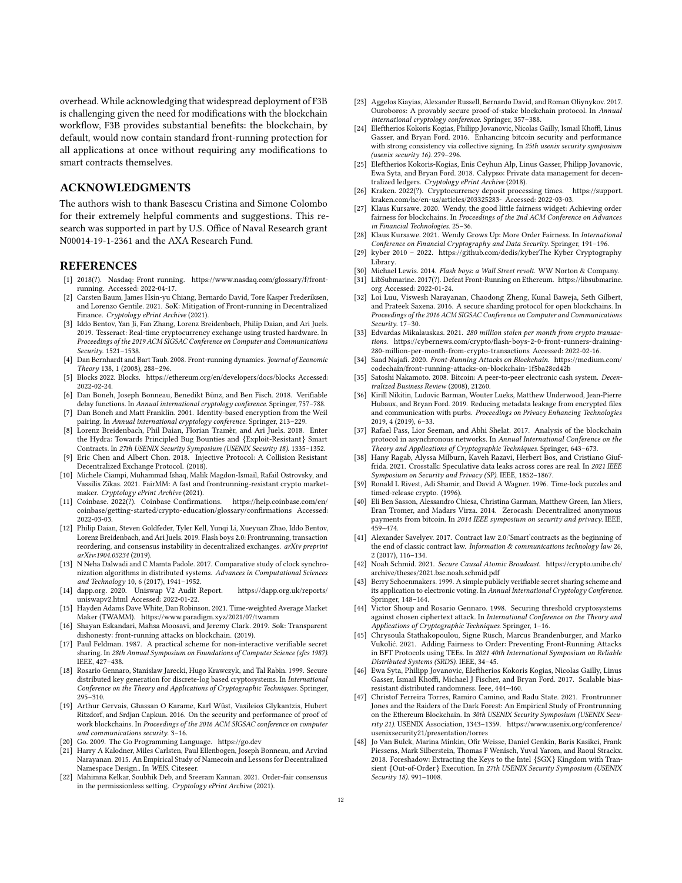overhead. While acknowledging that widespread deployment of F3B is challenging given the need for modifications with the blockchain workflow, F3B provides substantial benefits: the blockchain, by default, would now contain standard front-running protection for all applications at once without requiring any modifications to smart contracts themselves.

## ACKNOWLEDGMENTS

The authors wish to thank Basescu Cristina and Simone Colombo for their extremely helpful comments and suggestions. This research was supported in part by U.S. Office of Naval Research grant N00014-19-1-2361 and the AXA Research Fund.

## REFERENCES

[1] 2018(?). Nasdaq: Front running. https://www.nasdaq.com/glossary/f/front-running. Accessed: 2022-04-17.

[2] Carsten Baum, James Hsin-yu Chiang, Bernardo David, Tore Kasper Frederiksen, and Lorenzo Gentile. 2021. SoK: Mitigation of Front-running in Decentralized Finance. *Cryptology ePrint Archive* (2021).

[3] Iddo Bentov, Yan Ji, Fan Zhang, Lorenz Breidenbach, Philip Daian, and Ari Juels. 2019. Tesseract: Real-time cryptocurrency exchange using trusted hardware. In *Proceedings of the 2019 ACM SIGSAC Conference on Computer and Communications Security*. 1521–1538.

[4] Dan Bernhardt and Bart Taub. 2008. Front-running dynamics. *Journal of Economic Theory* 138, 1 (2008), 288–296.

[5] Blocks 2022. Blocks. https://ethereum.org/en/developers/docs/blocks Accessed: 2022-02-24.

[6] Dan Boneh, Joseph Bonneau, Benedikt Bünz, and Ben Fisch. 2018. Verifiable delay functions. In *Annual international cryptology conference*. Springer, 757–788.

[7] Dan Boneh and Matt Franklin. 2001. Identity-based encryption from the Weil pairing. In *Annual international cryptology conference*. Springer, 213–229.

[8] Lorenz Breidenbach, Phil Daian, Florian Tramèr, and Ari Juels. 2018. Enter the Hydra: Towards Principled Bug Bounties and {Exploit-Resistant} Smart Contracts. In *27th USENIX Security Symposium (USENIX Security 18)*. 1335–1352.

[9] Eric Chen and Albert Chon. 2018. Injective Protocol: A Collision Resistant Decentralized Exchange Protocol. (2018).

[10] Michele Ciampi, Muhammad Ishaq, Malik Magdon-Ismail, Rafail Ostrovsky, and Vassilis Zikas. 2021. FairMM: A fast and frontrunning-resistant crypto market-maker. *Cryptology ePrint Archive* (2021).

[11] Coinbase. 2022(?). Coinbase Confirmations. https://help.coinbase.com/en/coinbase/getting-started/crypto-education/glossary/confirmations Accessed: 2022-03-03.

[12] Philip Daian, Steven Goldfeder, Tyler Kell, Yunqi Li, Xueyuan Zhao, Iddo Bentov, Lorenz Breidenbach, and Ari Juels. 2019. Flash boys 2.0: Frontrunning, transaction reordering, and consensus instability in decentralized exchanges. *arXiv preprint arXiv:1904.05234* (2019).

[13] N Neha Dalwadi and C Mamta Padole. 2017. Comparative study of clock synchronization algorithms in distributed systems. *Advances in Computational Sciences and Technology* 10, 6 (2017), 1941–1952.

[14] dapp.org. 2020. Uniswap V2 Audit Report. https://dapp.org.uk/reports/uniswapv2.html Accessed: 2022-01-22.

[15] Hayden Adams Dave White, Dan Robinson. 2021. Time-weighted Average Market Maker (TWAMM). https://www.paradigm.xyz/2021/07/twamm

[16] Shayan Eskandari, Mahsa Moosavi, and Jeremy Clark. 2019. Sok: Transparent dishonesty: front-running attacks on blockchain. (2019).

[17] Paul Feldman. 1987. A practical scheme for non-interactive verifiable secret sharing. In *28th Annual Symposium on Foundations of Computer Science (sfcs 1987)*. IEEE, 427–438.

[18] Rosario Gennaro, Stanisław Jarecki, Hugo Krawczyk, and Tal Rabin. 1999. Secure distributed key generation for discrete-log based cryptosystems. In *International Conference on the Theory and Applications of Cryptographic Techniques*. Springer, 295–310.

[19] Arthur Gervais, Ghassan O Karame, Karl Wüst, Vasileios Glykantzis, Hubert Ritzdorf, and Srdjan Capkun. 2016. On the security and performance of proof of work blockchains. In *Proceedings of the 2016 ACM SIGSAC conference on computer and communications security*. 3–16.

[20] Go. 2009. The Go Programming Language. https://go.dev

[21] Harry A Kalodner, Miles Carlsten, Paul Ellenbogen, Joseph Bonneau, and Arvind Narayanan. 2015. An Empirical Study of Namecoin and Lessons for Decentralized Namespace Design.. In *WEIS*. Citeseer.

[22] Mahimna Kelkar, Soubhik Deb, and Sreeram Kannan. 2021. Order-fair consensus in the permissionless setting. *Cryptology ePrint Archive* (2021).

[23] Aggelos Kiayias, Alexander Russell, Bernardo David, and Roman Oliynykov. 2017. Ouroboros: A provably secure proof-of-stake blockchain protocol. In *Annual international cryptology conference*. Springer, 357–388.

[24] Eleftherios Kokoris Kogias, Philipp Jovanovic, Nicolas Gailly, Ismail Khoffi, Linus Gasser, and Bryan Ford. 2016. Enhancing bitcoin security and performance with strong consistency via collective signing. In *25th usenix security symposium (usenix security 16)*. 279–296.

[25] Eleftherios Kokoris-Kogias, Enis Ceyhun Alp, Linus Gasser, Philipp Jovanovic, Ewa Syta, and Bryan Ford. 2018. Calypso: Private data management for decentralized ledgers. *Cryptology ePrint Archive* (2018).

[26] Kraken. 2022(?). Cryptocurrency deposit processing times. https://support.kraken.com/hc/en-us/articles/203325283- Accessed: 2022-03-03.

[27] Klaus Kursawe. 2020. Wendy, the good little fairness widget: Achieving order fairness for blockchains. In *Proceedings of the 2nd ACM Conference on Advances in Financial Technologies*. 25–36.

[28] Klaus Kursawe. 2021. Wendy Grows Up: More Order Fairness. In *International Conference on Financial Cryptography and Data Security*. Springer, 191–196.

[29] kyber 2010 – 2022. https://github.com/dedis/kyberThe Kyber Cryptography Library.

[30] Michael Lewis. 2014. *Flash boys: a Wall Street revolt*. WW Norton & Company.

[31] LibSubmarine. 2017(?). Defeat Front-Running on Ethereum. https://libsubmarine.org Accessed: 2022-01-24.

[32] Loi Luu, Viswesh Narayanan, Chaodong Zheng, Kunal Baweja, Seth Gilbert, and Prateek Saxena. 2016. A secure sharding protocol for open blockchains. In *Proceedings of the 2016 ACM SIGSAC Conference on Computer and Communications Security*. 17–30.

[33] Edvardas Mikalauskas. 2021. *280 million stolen per month from crypto transactions*. https://cybernews.com/crypto/flash-boys-2-0-front-runners-draining-280-million-per-month-from-crypto-transactions Accessed: 2022-02-16.

[34] Saad Najafi. 2020. *Front-Running Attacks on Blockchain*. https://medium.com/codechain/front-running-attacks-on-blockchain-1f5ba28cd42b

[35] Satoshi Nakamoto. 2008. Bitcoin: A peer-to-peer electronic cash system. *Decentralized Business Review* (2008), 21260.

[36] Kirill Nikitin, Ludovic Barman, Wouter Lueks, Matthew Underwood, Jean-Pierre Hubaux, and Bryan Ford. 2019. Reducing metadata leakage from encrypted files and communication with purbs. *Proceedings on Privacy Enhancing Technologies* 2019, 4 (2019), 6–33.

[37] Rafael Pass, Lior Seeman, and Abhi Shelat. 2017. Analysis of the blockchain protocol in asynchronous networks. In *Annual International Conference on the Theory and Applications of Cryptographic Techniques*. Springer, 643–673.

[38] Hany Ragab, Alyssa Milburn, Kaveh Razavi, Herbert Bos, and Cristiano Giuffrida. 2021. Crosstalk: Speculative data leaks across cores are real. In *2021 IEEE Symposium on Security and Privacy (SP)*. IEEE, 1852–1867.

[39] Ronald L Rivest, Adi Shamir, and David A Wagner. 1996. Time-lock puzzles and timed-release crypto. (1996).

[40] Eli Ben Sasson, Alessandro Chiesa, Christina Garman, Matthew Green, Ian Miers, Eran Tromer, and Madars Virza. 2014. Zerocash: Decentralized anonymous payments from bitcoin. In *2014 IEEE symposium on security and privacy*. IEEE, 459–474.

[41] Alexander Savelyev. 2017. Contract law 2.0:'Smart'contracts as the beginning of the end of classic contract law. *Information & communications technology law* 26, 2 (2017), 116–134.

[42] Noah Schmid. 2021. *Secure Causal Atomic Broadcast*. https://crypto.unibe.ch/archive/theses/2021.bsc.noah.schmid.pdf

[43] Berry Schoenmakers. 1999. A simple publicly verifiable secret sharing scheme and its application to electronic voting. In *Annual International Cryptology Conference*. Springer, 148–164.

[44] Victor Shoup and Rosario Gennaro. 1998. Securing threshold cryptosystems against chosen ciphertext attack. In *International Conference on the Theory and Applications of Cryptographic Techniques*. Springer, 1–16.

[45] Chrysoula Stathakopoulou, Signe Rüsch, Marcus Brandenburger, and Marko Vukolić. 2021. Adding Fairness to Order: Preventing Front-Running Attacks in BFT Protocols using TEEs. In *2021 40th International Symposium on Reliable Distributed Systems (SRDS)*. IEEE, 34–45.

[46] Ewa Syta, Philipp Jovanovic, Eleftherios Kokoris Kogias, Nicolas Gailly, Linus Gasser, Ismail Khoffi, Michael J Fischer, and Bryan Ford. 2017. Scalable bias-resistant distributed randomness. Ieee, 444–460.

[47] Christof Ferreira Torres, Ramiro Camino, and Radu State. 2021. Frontrunner Jones and the Raiders of the Dark Forest: An Empirical Study of Frontrunning on the Ethereum Blockchain. In *30th USENIX Security Symposium (USENIX Security 21)*. USENIX Association, 1343–1359. https://www.usenix.org/conference/usenixsecurity21/presentation/torres

[48] Jo Van Bulck, Marina Minkin, Ofir Weisse, Daniel Genkin, Baris Kasikci, Frank Piessens, Mark Silberstein, Thomas F Wenisch, Yuval Yarom, and Raoul Strackx. 2018. Foreshadow: Extracting the Keys to the Intel {SGX} Kingdom with Transient {Out-of-Order} Execution. In *27th USENIX Security Symposium (USENIX Security 18)*. 991–1008.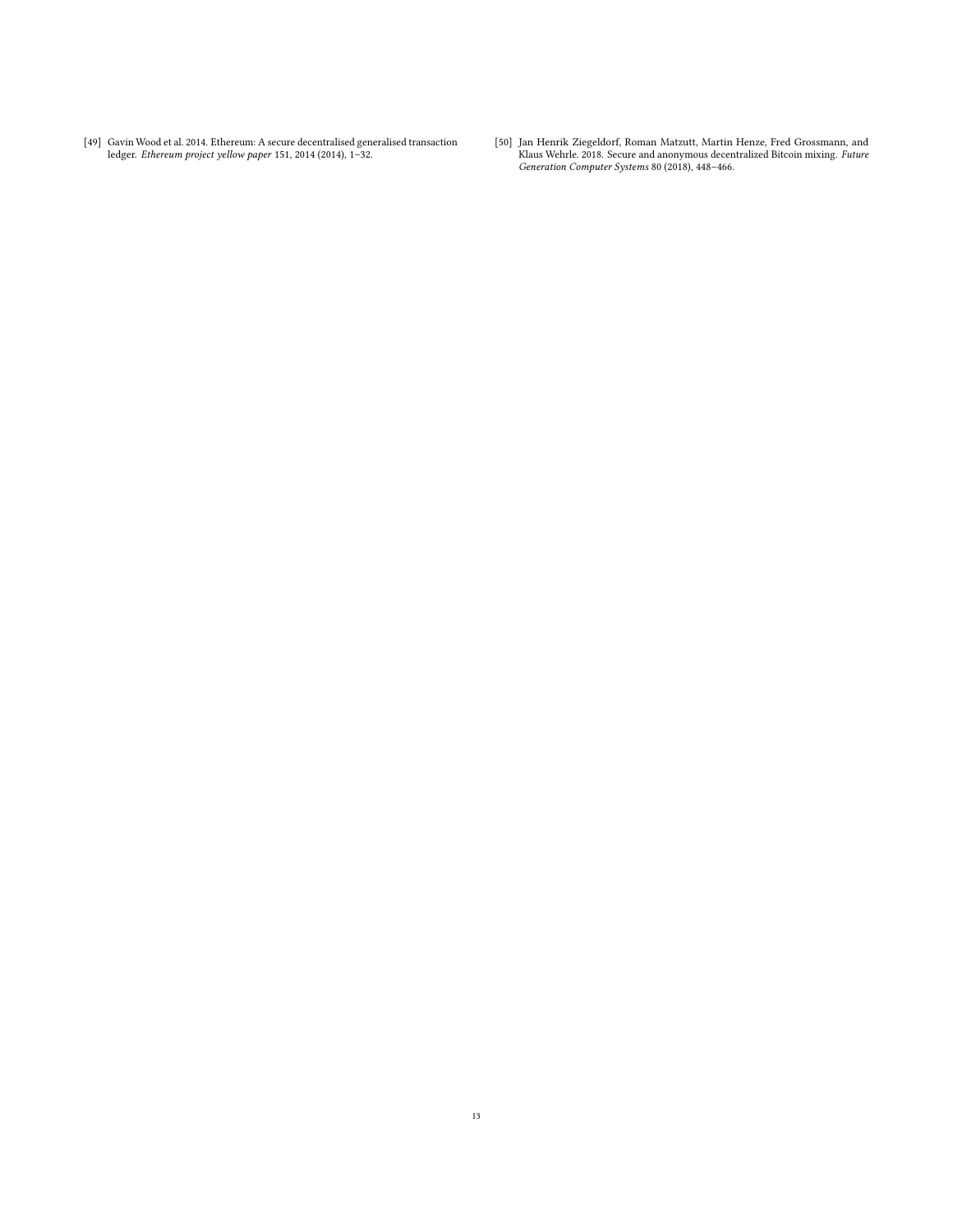[49] Gavin Wood et al. 2014. Ethereum: A secure decentralised generalised transaction ledger. *Ethereum project yellow paper* 151, 2014 (2014), 1–32.

[50] Jan Henrik Ziegeldorf, Roman Matzutt, Martin Henze, Fred Grossmann, and Klaus Wehrle. 2018. Secure and anonymous decentralized Bitcoin mixing. *Future Generation Computer Systems* 80 (2018), 448–466.